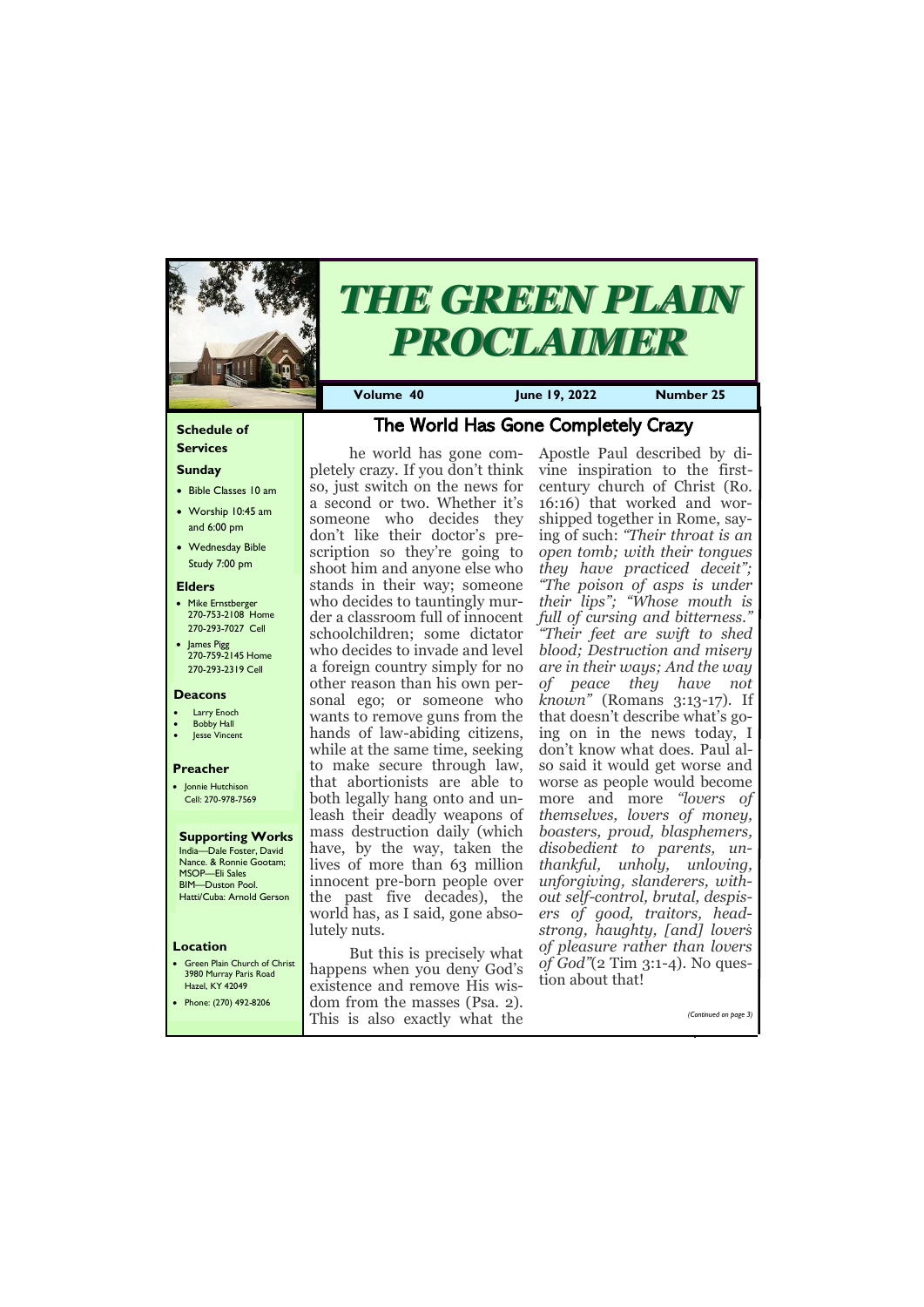# THE GREEN PLAIN PROCLAIMER

**Volume 40** | **June 19, 2022** | **Number 25**

### Schedule of Services

#### Sunday

- Bible Classes 10 am
- Worship 10:45 am and 6:00 pm
- Wednesday Bible Study 7:00 pm

#### Elders

- Mike Ernstberger 270-753-2108 Home 270-293-7027 Cell
- James Pigg 270-759-2145 Home 270-293-2319 Cell

#### Deacons

- Larry Enoch
- Bobby Hall
- Jesse Vincent

#### Preacher

- Jonnie Hutchison Cell: 270-978-7569

#### Supporting Works

India—Dale Foster, David Nance. & Ronnie Gootam; MSOP—Eli Sales BIM—Duston Pool. Hatti/Cuba: Arnold Gerson

#### Location

- Green Plain Church of Christ 3980 Murray Paris Road Hazel, KY 42049
- Phone: (270) 492-8206

## The World Has Gone Completely Crazy

he world has gone completely crazy. If you don't think so, just switch on the news for a second or two. Whether it's someone who decides they don't like their doctor's prescription so they're going to shoot him and anyone else who stands in their way; someone who decides to tauntingly murder a classroom full of innocent schoolchildren; some dictator who decides to invade and level a foreign country simply for no other reason than his own personal ego; or someone who wants to remove guns from the hands of law-abiding citizens, while at the same time, seeking to make secure through law, that abortionists are able to both legally hang onto and unleash their deadly weapons of mass destruction daily (which have, by the way, taken the lives of more than 63 million innocent pre-born people over the past five decades), the world has, as I said, gone absolutely nuts.

But this is precisely what happens when you deny God's existence and remove His wisdom from the masses (Psa. 2). This is also exactly what the Apostle Paul described by divine inspiration to the first-century church of Christ (Ro. 16:16) that worked and worshipped together in Rome, saying of such: *"Their throat is an open tomb; with their tongues they have practiced deceit"; "The poison of asps is under their lips"; "Whose mouth is full of cursing and bitterness." "Their feet are swift to shed blood; Destruction and misery are in their ways; And the way of peace they have not known"* (Romans 3:13-17). If that doesn't describe what's going on in the news today, I don't know what does. Paul also said it would get worse and worse as people would become more and more *"lovers of themselves, lovers of money, boasters, proud, blasphemers, disobedient to parents, unthankful, unholy, unloving, unforgiving, slanderers, without self-control, brutal, despisers of good, traitors, headstrong, haughty, [and] lovers of pleasure rather than lovers of God"*(2 Tim 3:1-4). No question about that!

*(Continued on page 3)*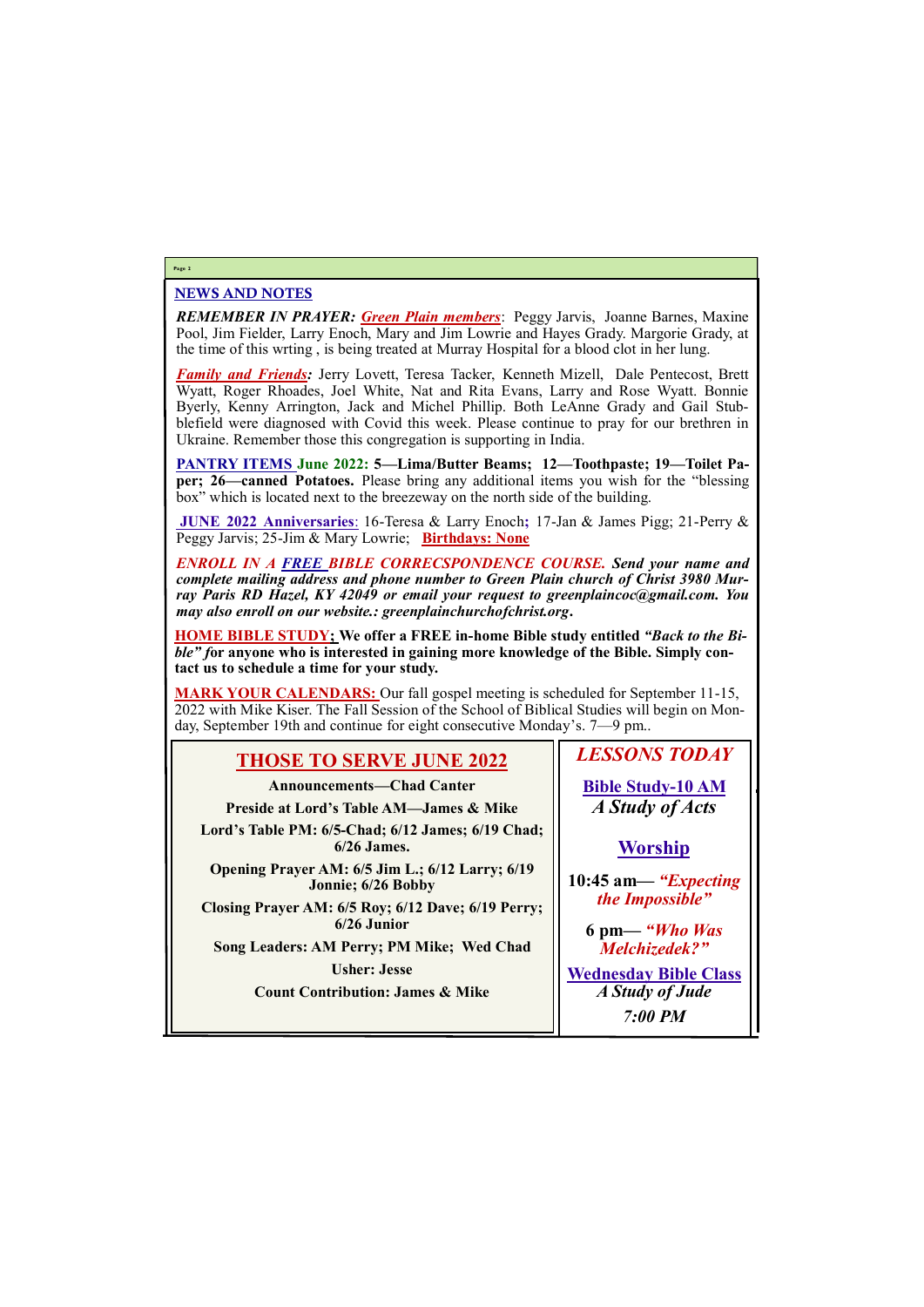## NEWS AND NOTES

***REMEMBER IN PRAYER:*** ***Green Plain members***: Peggy Jarvis, Joanne Barnes, Maxine Pool, Jim Fielder, Larry Enoch, Mary and Jim Lowrie and Hayes Grady. Margorie Grady, at the time of this wrting , is being treated at Murray Hospital for a blood clot in her lung.

***Family and Friends:*** Jerry Lovett, Teresa Tacker, Kenneth Mizell, Dale Pentecost, Brett Wyatt, Roger Rhoades, Joel White, Nat and Rita Evans, Larry and Rose Wyatt. Bonnie Byerly, Kenny Arrington, Jack and Michel Phillip. Both LeAnne Grady and Gail Stubblefield were diagnosed with Covid this week. Please continue to pray for our brethren in Ukraine. Remember those this congregation is supporting in India.

**PANTRY ITEMS June 2022: 5—Lima/Butter Beams; 12—Toothpaste; 19—Toilet Paper; 26—canned Potatoes.** Please bring any additional items you wish for the "blessing box" which is located next to the breezeway on the north side of the building.

**JUNE 2022 Anniversaries**: 16-Teresa & Larry Enoch; 17-Jan & James Pigg; 21-Perry & Peggy Jarvis; 25-Jim & Mary Lowrie; **Birthdays: None**

***ENROLL IN A FREE BIBLE CORRECSPONDENCE COURSE. Send your name and complete mailing address and phone number to Green Plain church of Christ 3980 Murray Paris RD Hazel, KY 42049 or email your request to greenplaincoc@gmail.com. You may also enroll on our website.: greenplainchurchofchrist.org.***

**HOME BIBLE STUDY; We offer a FREE in-home Bible study entitled *"Back to the Bible"* for anyone who is interested in gaining more knowledge of the Bible. Simply contact us to schedule a time for your study.**

**MARK YOUR CALENDARS:** Our fall gospel meeting is scheduled for September 11-15, 2022 with Mike Kiser. The Fall Session of the School of Biblical Studies will begin on Monday, September 19th and continue for eight consecutive Monday's. 7—9 pm..

## THOSE TO SERVE JUNE 2022

**Announcements—Chad Canter**

**Preside at Lord's Table AM—James & Mike**

**Lord's Table PM: 6/5-Chad; 6/12 James; 6/19 Chad; 6/26 James.**

**Opening Prayer AM: 6/5 Jim L.; 6/12 Larry; 6/19 Jonnie; 6/26 Bobby**

**Closing Prayer AM: 6/5 Roy; 6/12 Dave; 6/19 Perry; 6/26 Junior**

**Song Leaders: AM Perry; PM Mike; Wed Chad**

**Usher: Jesse**

**Count Contribution: James & Mike**

## *LESSONS TODAY*

**Bible Study-10 AM**

***A Study of Acts***

**Worship**

**10:45 am—** ***"Expecting the Impossible"***

**6 pm—** ***"Who Was Melchizedek?"***

**Wednesday Bible Class**

*A Study of Jude*

*7:00 PM*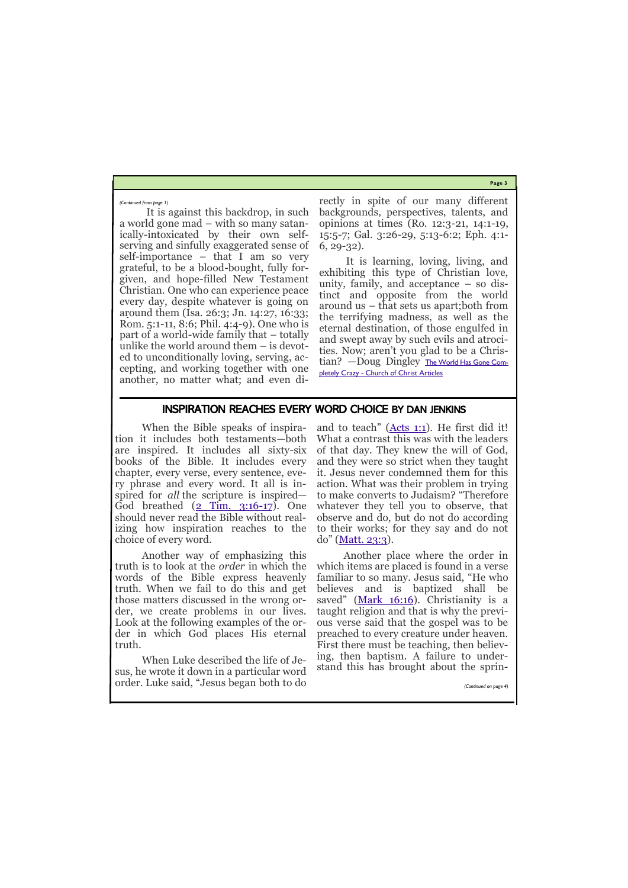*(Continued from page 1)*

It is against this backdrop, in such a world gone mad – with so many satanically-intoxicated by their own self-serving and sinfully exaggerated sense of self-importance – that I am so very grateful, to be a blood-bought, fully forgiven, and hope-filled New Testament Christian. One who can experience peace every day, despite whatever is going on around them (Isa. 26:3; Jn. 14:27, 16:33; Rom. 5:1-11, 8:6; Phil. 4:4-9). One who is part of a world-wide family that – totally unlike the world around them – is devoted to unconditionally loving, serving, accepting, and working together with one another, no matter what; and even directly in spite of our many different backgrounds, perspectives, talents, and opinions at times (Ro. 12:3-21, 14:1-19, 15:5-7; Gal. 3:26-29, 5:13-6:2; Eph. 4:1-6, 29-32).

It is learning, loving, living, and exhibiting this type of Christian love, unity, family, and acceptance – so distinct and opposite from the world around us – that sets us apart;both from the terrifying madness, as well as the eternal destination, of those engulfed in and swept away by such evils and atrocities. Now; aren't you glad to be a Christian? —Doug Dingley [The World Has Gone Completely Crazy - Church of Christ Articles]

## INSPIRATION REACHES EVERY WORD CHOICE BY DAN JENKINS

When the Bible speaks of inspiration it includes both testaments—both are inspired. It includes all sixty-six books of the Bible. It includes every chapter, every verse, every sentence, every phrase and every word. It all is inspired for *all* the scripture is inspired—God breathed (2 Tim. 3:16-17). One should never read the Bible without realizing how inspiration reaches to the choice of every word.

Another way of emphasizing this truth is to look at the *order* in which the words of the Bible express heavenly truth. When we fail to do this and get those matters discussed in the wrong order, we create problems in our lives. Look at the following examples of the order in which God places His eternal truth.

When Luke described the life of Jesus, he wrote it down in a particular word order. Luke said, "Jesus began both to do and to teach" (Acts 1:1). He first did it! What a contrast this was with the leaders of that day. They knew the will of God, and they were so strict when they taught it. Jesus never condemned them for this action. What was their problem in trying to make converts to Judaism? "Therefore whatever they tell you to observe, that observe and do, but do not do according to their works; for they say and do not do" (Matt. 23:3).

Another place where the order in which items are placed is found in a verse familiar to so many. Jesus said, "He who believes and is baptized shall be saved" (Mark 16:16). Christianity is a taught religion and that is why the previous verse said that the gospel was to be preached to every creature under heaven. First there must be teaching, then believing, then baptism. A failure to understand this has brought about the sprin-

*(Continued on page 4)*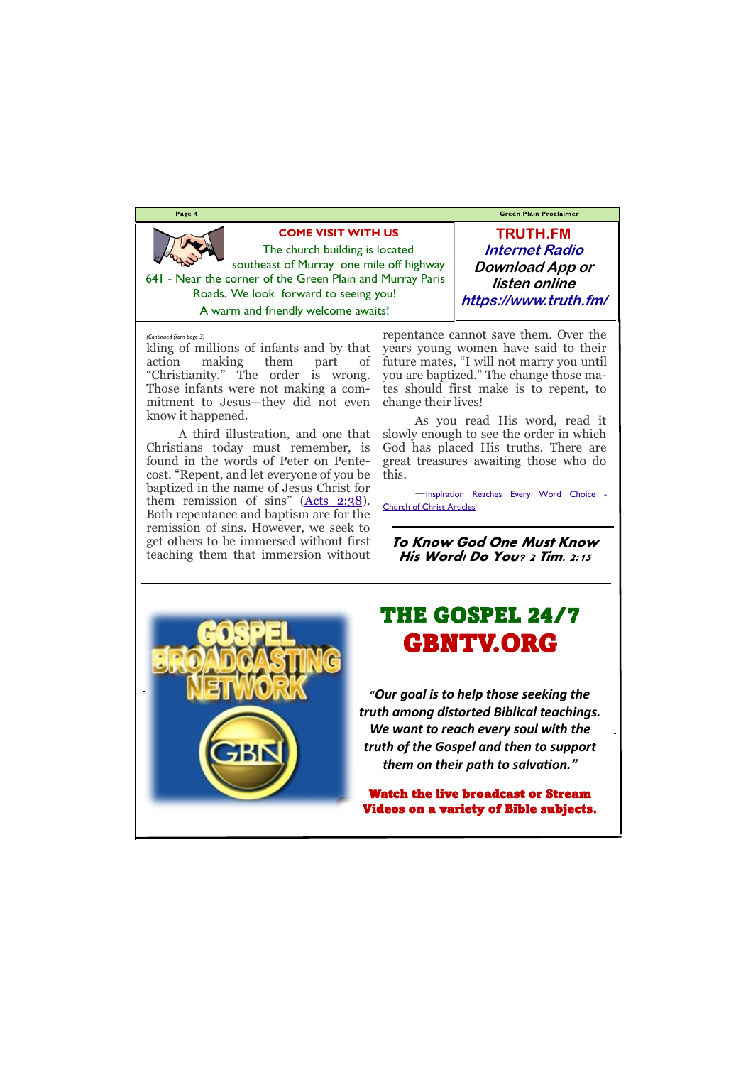## COME VISIT WITH US

The church building is located southeast of Murray one mile off highway 641 - Near the corner of the Green Plain and Murray Paris Roads. We look forward to seeing you!

A warm and friendly welcome awaits!

## TRUTH.FM

*Internet Radio*

*Download App or listen online*

*https://www.truth.fm/*

*(Continued from page 3)*

kling of millions of infants and by that action making them part of "Christianity." The order is wrong. Those infants were not making a commitment to Jesus—they did not even know it happened.

A third illustration, and one that Christians today must remember, is found in the words of Peter on Pentecost. "Repent, and let everyone of you be baptized in the name of Jesus Christ for them remission of sins" (Acts 2:38). Both repentance and baptism are for the remission of sins. However, we seek to get others to be immersed without first teaching them that immersion without repentance cannot save them. Over the years young women have said to their future mates, "I will not marry you until you are baptized." The change those mates should first make is to repent, to change their lives!

As you read His word, read it slowly enough to see the order in which God has placed His truths. There are great treasures awaiting those who do this.

—Inspiration Reaches Every Word Choice - Church of Christ Articles

***To Know God One Must Know His Word! Do You? 2 Tim. 2:15***

# THE GOSPEL 24/7
# GBNTV.ORG

*"Our goal is to help those seeking the truth among distorted Biblical teachings. We want to reach every soul with the truth of the Gospel and then to support them on their path to salvation."*

**Watch the live broadcast or Stream Videos on a variety of Bible subjects.**